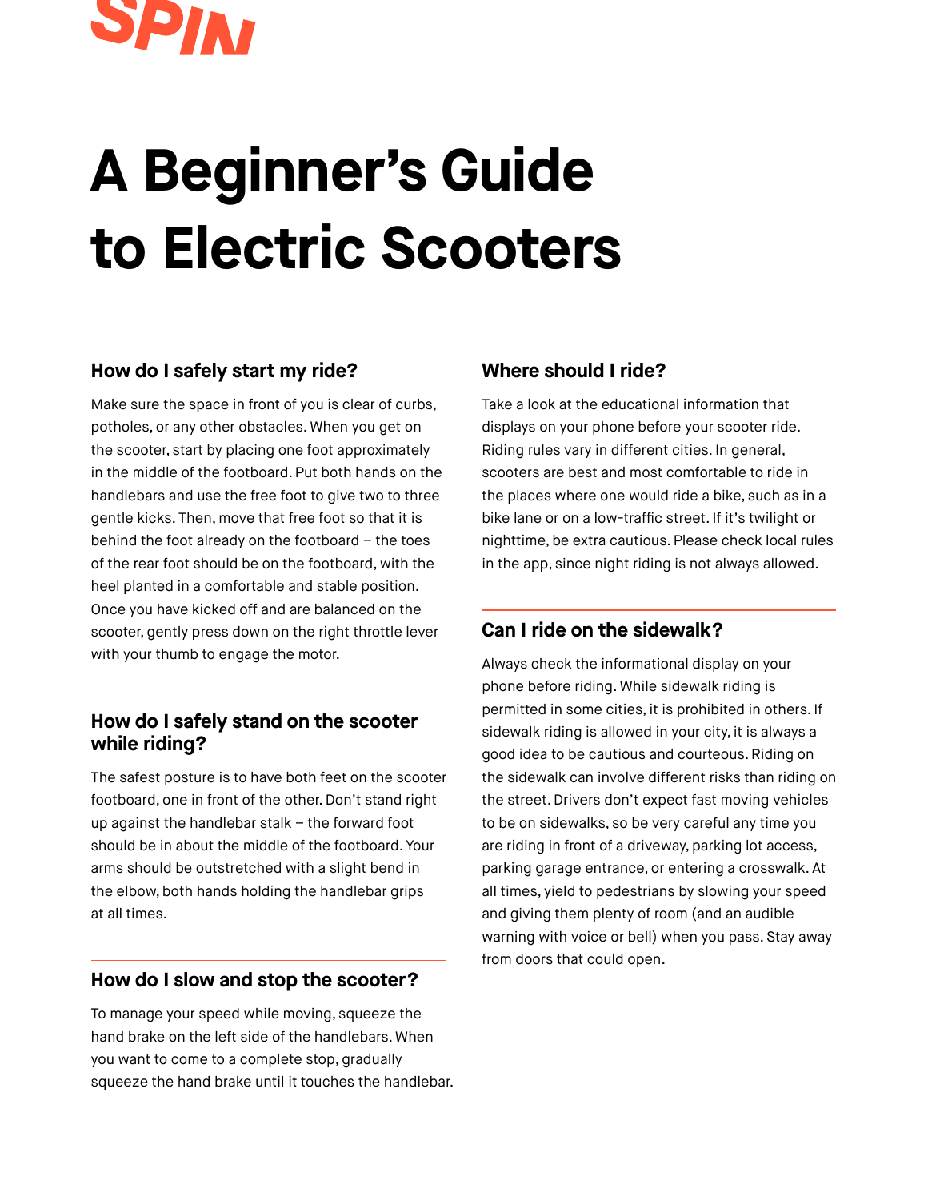SPIN

# A Beginner's Guide to Electric Scooters

## How do I safely start my ride?

Make sure the space in front of you is clear of curbs, potholes, or any other obstacles. When you get on the scooter, start by placing one foot approximately in the middle of the footboard. Put both hands on the handlebars and use the free foot to give two to three gentle kicks. Then, move that free foot so that it is behind the foot already on the footboard – the toes of the rear foot should be on the footboard, with the heel planted in a comfortable and stable position. Once you have kicked off and are balanced on the scooter, gently press down on the right throttle lever with your thumb to engage the motor.

## How do I safely stand on the scooter while riding?

The safest posture is to have both feet on the scooter footboard, one in front of the other. Don't stand right up against the handlebar stalk – the forward foot should be in about the middle of the footboard. Your arms should be outstretched with a slight bend in the elbow, both hands holding the handlebar grips at all times.

## How do I slow and stop the scooter?

To manage your speed while moving, squeeze the hand brake on the left side of the handlebars. When you want to come to a complete stop, gradually squeeze the hand brake until it touches the handlebar.

## Where should I ride?

Take a look at the educational information that displays on your phone before your scooter ride. Riding rules vary in different cities. In general, scooters are best and most comfortable to ride in the places where one would ride a bike, such as in a bike lane or on a low-traffic street. If it's twilight or nighttime, be extra cautious. Please check local rules in the app, since night riding is not always allowed.

## Can I ride on the sidewalk?

Always check the informational display on your phone before riding. While sidewalk riding is permitted in some cities, it is prohibited in others. If sidewalk riding is allowed in your city, it is always a good idea to be cautious and courteous. Riding on the sidewalk can involve different risks than riding on the street. Drivers don't expect fast moving vehicles to be on sidewalks, so be very careful any time you are riding in front of a driveway, parking lot access, parking garage entrance, or entering a crosswalk. At all times, yield to pedestrians by slowing your speed and giving them plenty of room (and an audible warning with voice or bell) when you pass. Stay away from doors that could open.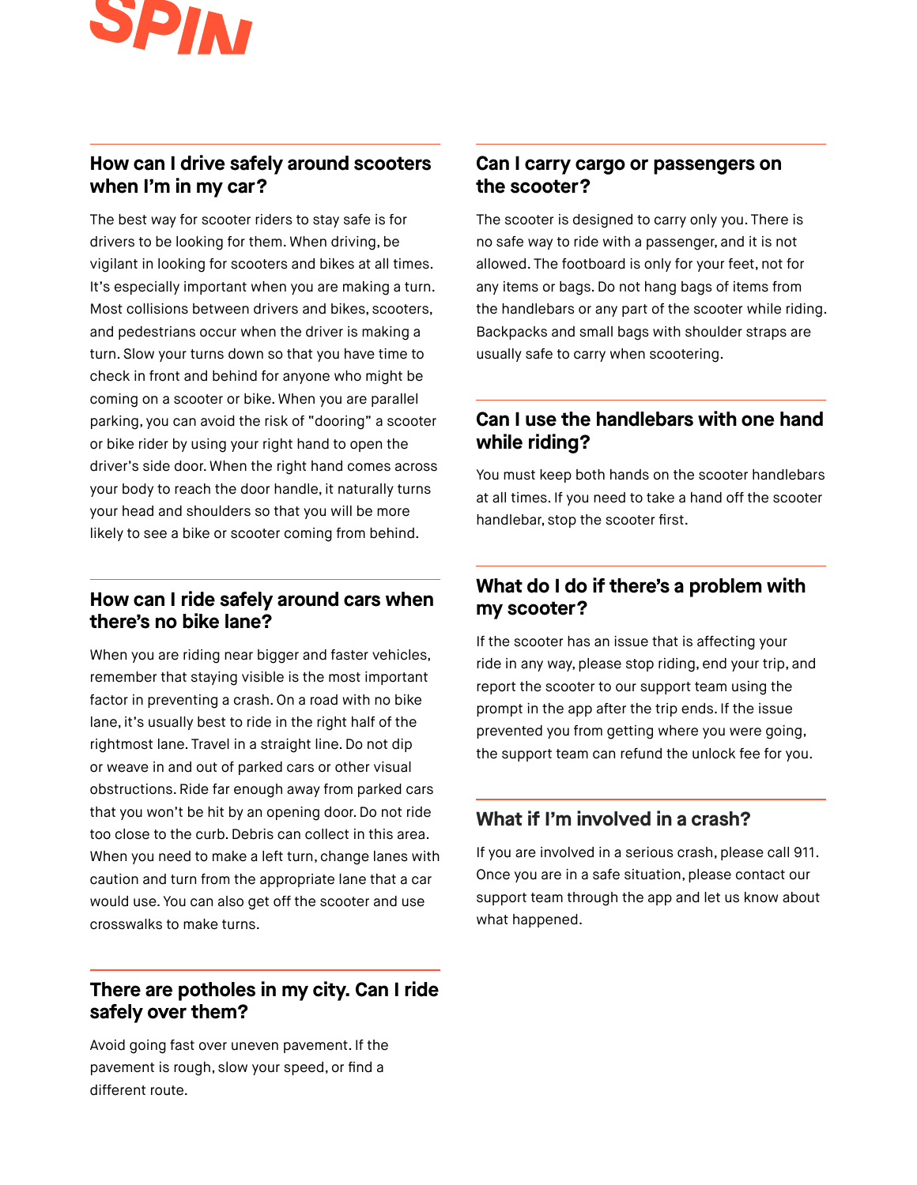SPIN

## How can I drive safely around scooters when I'm in my car?

The best way for scooter riders to stay safe is for drivers to be looking for them. When driving, be vigilant in looking for scooters and bikes at all times. It's especially important when you are making a turn. Most collisions between drivers and bikes, scooters, and pedestrians occur when the driver is making a turn. Slow your turns down so that you have time to check in front and behind for anyone who might be coming on a scooter or bike. When you are parallel parking, you can avoid the risk of "dooring" a scooter or bike rider by using your right hand to open the driver's side door. When the right hand comes across your body to reach the door handle, it naturally turns your head and shoulders so that you will be more likely to see a bike or scooter coming from behind.

## How can I ride safely around cars when there's no bike lane?

When you are riding near bigger and faster vehicles, remember that staying visible is the most important factor in preventing a crash. On a road with no bike lane, it's usually best to ride in the right half of the rightmost lane. Travel in a straight line. Do not dip or weave in and out of parked cars or other visual obstructions. Ride far enough away from parked cars that you won't be hit by an opening door. Do not ride too close to the curb. Debris can collect in this area. When you need to make a left turn, change lanes with caution and turn from the appropriate lane that a car would use. You can also get off the scooter and use crosswalks to make turns.

## There are potholes in my city. Can I ride safely over them?

Avoid going fast over uneven pavement. If the pavement is rough, slow your speed, or find a different route.

## Can I carry cargo or passengers on the scooter?

The scooter is designed to carry only you. There is no safe way to ride with a passenger, and it is not allowed. The footboard is only for your feet, not for any items or bags. Do not hang bags of items from the handlebars or any part of the scooter while riding. Backpacks and small bags with shoulder straps are usually safe to carry when scootering.

## Can I use the handlebars with one hand while riding?

You must keep both hands on the scooter handlebars at all times. If you need to take a hand off the scooter handlebar, stop the scooter first.

## What do I do if there's a problem with my scooter?

If the scooter has an issue that is affecting your ride in any way, please stop riding, end your trip, and report the scooter to our support team using the prompt in the app after the trip ends. If the issue prevented you from getting where you were going, the support team can refund the unlock fee for you.

## What if I'm involved in a crash?

If you are involved in a serious crash, please call 911. Once you are in a safe situation, please contact our support team through the app and let us know about what happened.